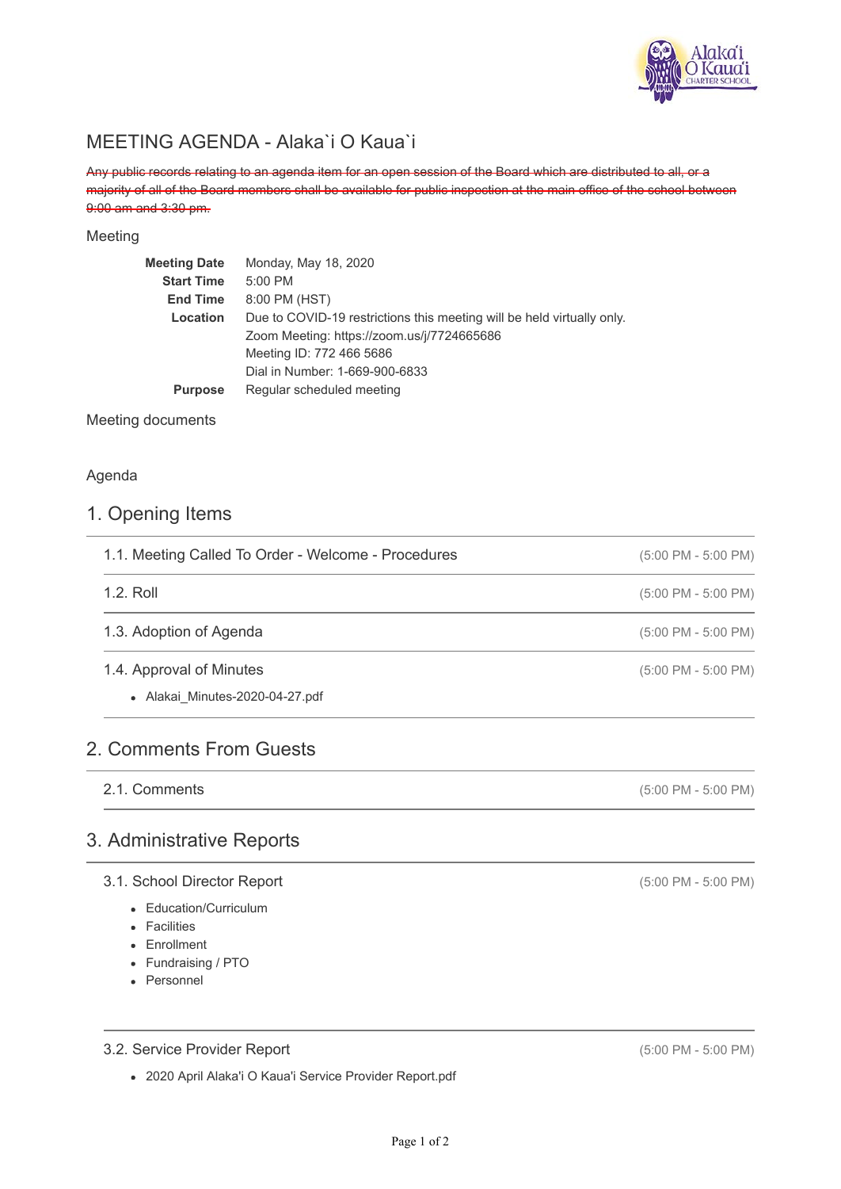# MEETING AGENDA - Alaka`i O Kaua`i

~~Any public records relating to an agenda item for an open session of the Board which are distributed to all, or a majority of all of the Board members shall be available for public inspection at the main office of the school between 9:00 am and 3:30 pm.~~

## Meeting

| | |
|---|---|
| **Meeting Date** | Monday, May 18, 2020 |
| **Start Time** | 5:00 PM |
| **End Time** | 8:00 PM (HST) |
| **Location** | Due to COVID-19 restrictions this meeting will be held virtually only.<br>Zoom Meeting: https://zoom.us/j/7724665686<br>Meeting ID: 772 466 5686<br>Dial in Number: 1-669-900-6833 |
| **Purpose** | Regular scheduled meeting |

## Meeting documents

## Agenda

## 1. Opening Items

### 1.1. Meeting Called To Order - Welcome - Procedures (5:00 PM - 5:00 PM)

### 1.2. Roll (5:00 PM - 5:00 PM)

### 1.3. Adoption of Agenda (5:00 PM - 5:00 PM)

### 1.4. Approval of Minutes (5:00 PM - 5:00 PM)

- Alakai_Minutes-2020-04-27.pdf

## 2. Comments From Guests

### 2.1. Comments (5:00 PM - 5:00 PM)

## 3. Administrative Reports

### 3.1. School Director Report (5:00 PM - 5:00 PM)

- Education/Curriculum
- Facilities
- Enrollment
- Fundraising / PTO
- Personnel

### 3.2. Service Provider Report (5:00 PM - 5:00 PM)

- 2020 April Alaka'i O Kaua'i Service Provider Report.pdf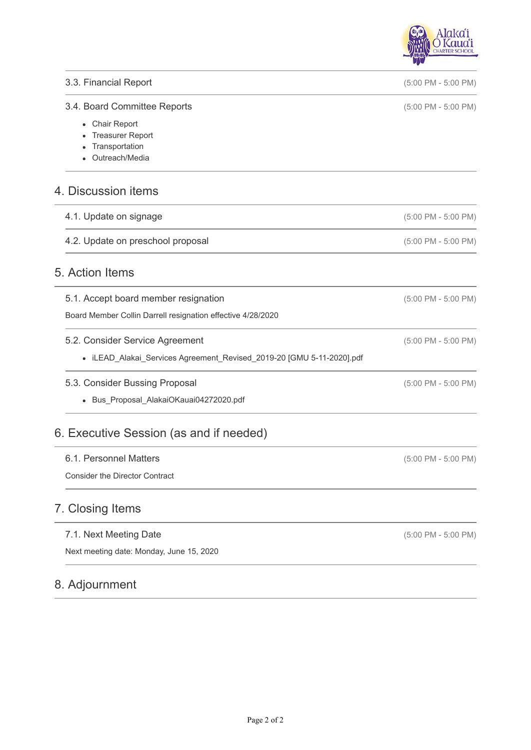### 3.3. Financial Report

(5:00 PM - 5:00 PM)

### 3.4. Board Committee Reports

(5:00 PM - 5:00 PM)

- Chair Report
- Treasurer Report
- Transportation
- Outreach/Media

## 4. Discussion items

### 4.1. Update on signage

(5:00 PM - 5:00 PM)

### 4.2. Update on preschool proposal

(5:00 PM - 5:00 PM)

## 5. Action Items

### 5.1. Accept board member resignation

(5:00 PM - 5:00 PM)

Board Member Collin Darrell resignation effective 4/28/2020

### 5.2. Consider Service Agreement

(5:00 PM - 5:00 PM)

- iLEAD_Alakai_Services Agreement_Revised_2019-20 [GMU 5-11-2020].pdf

### 5.3. Consider Bussing Proposal

(5:00 PM - 5:00 PM)

- Bus_Proposal_AlakaiOKauai04272020.pdf

## 6. Executive Session (as and if needed)

### 6.1. Personnel Matters

(5:00 PM - 5:00 PM)

Consider the Director Contract

## 7. Closing Items

### 7.1. Next Meeting Date

(5:00 PM - 5:00 PM)

Next meeting date: Monday, June 15, 2020

## 8. Adjournment